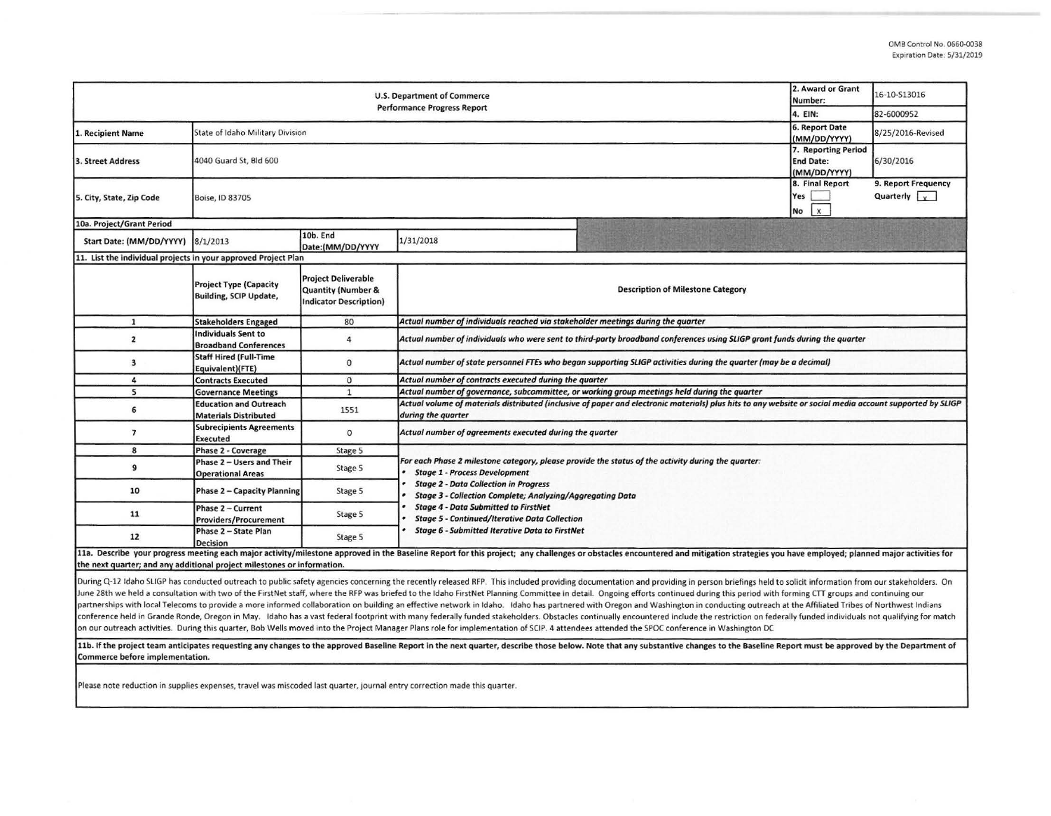OMB Control No. 0660-0038
Expiration Date: 5/31/2019

| U.S. Department of Commerce<br>Performance Progress Report | | | | 2. Award or Grant Number: | 16-10-S13016 |
|---|---|---|---|---|---|
| | | | | 4. EIN: | 82-6000952 |
| 1. Recipient Name | State of Idaho Military Division | | | 6. Report Date (MM/DD/YYYY) | 8/25/2016-Revised |
| 3. Street Address | 4040 Guard St, Bld 600 | | | 7. Reporting Period End Date: (MM/DD/YYYY) | 6/30/2016 |
| 5. City, State, Zip Code | Boise, ID 83705 | | | 8. Final Report<br>Yes [ ]<br>No [x] | 9. Report Frequency<br>Quarterly [x] |
| 10a. Project/Grant Period | | | | | |
| Start Date: (MM/DD/YYYY) | 8/1/2013 | 10b. End Date:(MM/DD/YYYY | 1/31/2018 | | |

**11. List the individual projects in your approved Project Plan**

| | Project Type (Capacity Building, SCIP Update, | Project Deliverable Quantity (Number & Indicator Description) | Description of Milestone Category |
|---|---|---|---|
| 1 | Stakeholders Engaged | 80 | *Actual number of individuals reached via stakeholder meetings during the quarter* |
| 2 | Individuals Sent to Broadband Conferences | 4 | *Actual number of individuals who were sent to third-party broadband conferences using SLIGP grant funds during the quarter* |
| 3 | Staff Hired (Full-Time Equivalent)(FTE) | 0 | *Actual number of state personnel FTEs who began supporting SLIGP activities during the quarter (may be a decimal)* |
| 4 | Contracts Executed | 0 | *Actual number of contracts executed during the quarter* |
| 5 | Governance Meetings | 1 | *Actual number of governance, subcommittee, or working group meetings held during the quarter* |
| 6 | Education and Outreach Materials Distributed | 1551 | *Actual volume of materials distributed (inclusive of paper and electronic materials) plus hits to any website or social media account supported by SLIGP during the quarter* |
| 7 | Subrecipients Agreements Executed | 0 | *Actual number of agreements executed during the quarter* |
| 8 | Phase 2 - Coverage | Stage 5 | *For each Phase 2 milestone category, please provide the status of the activity during the quarter:*<br>• *Stage 1 - Process Development*<br>• *Stage 2 - Data Collection in Progress*<br>• *Stage 3 - Collection Complete; Analyzing/Aggregating Data*<br>• *Stage 4 - Data Submitted to FirstNet*<br>• *Stage 5 - Continued/Iterative Data Collection*<br>• *Stage 6 - Submitted Iterative Data to FirstNet* |
| 9 | Phase 2 – Users and Their Operational Areas | Stage 5 | |
| 10 | Phase 2 – Capacity Planning | Stage 5 | |
| 11 | Phase 2 – Current Providers/Procurement | Stage 5 | |
| 12 | Phase 2 – State Plan Decision | Stage 5 | |

**11a. Describe your progress meeting each major activity/milestone approved in the Baseline Report for this project; any challenges or obstacles encountered and mitigation strategies you have employed; planned major activities for the next quarter; and any additional project milestones or information.**

During Q-12 Idaho SLIGP has conducted outreach to public safety agencies concerning the recently released RFP. This included providing documentation and providing in person briefings held to solicit information from our stakeholders. On June 28th we held a consultation with two of the FirstNet staff, where the RFP was briefed to the Idaho FirstNet Planning Committee in detail. Ongoing efforts continued during this period with forming CTT groups and continuing our partnerships with local Telecoms to provide a more informed collaboration on building an effective network in Idaho. Idaho has partnered with Oregon and Washington in conducting outreach at the Affiliated Tribes of Northwest Indians conference held in Grande Ronde, Oregon in May. Idaho has a vast federal footprint with many federally funded stakeholders. Obstacles continually encountered include the restriction on federally funded individuals not qualifying for match on our outreach activities. During this quarter, Bob Wells moved into the Project Manager Plans role for implementation of SCIP. 4 attendees attended the SPOC conference in Washington DC

**11b. If the project team anticipates requesting any changes to the approved Baseline Report in the next quarter, describe those below. Note that any substantive changes to the Baseline Report must be approved by the Department of Commerce before implementation.**

Please note reduction in supplies expenses, travel was miscoded last quarter, journal entry correction made this quarter.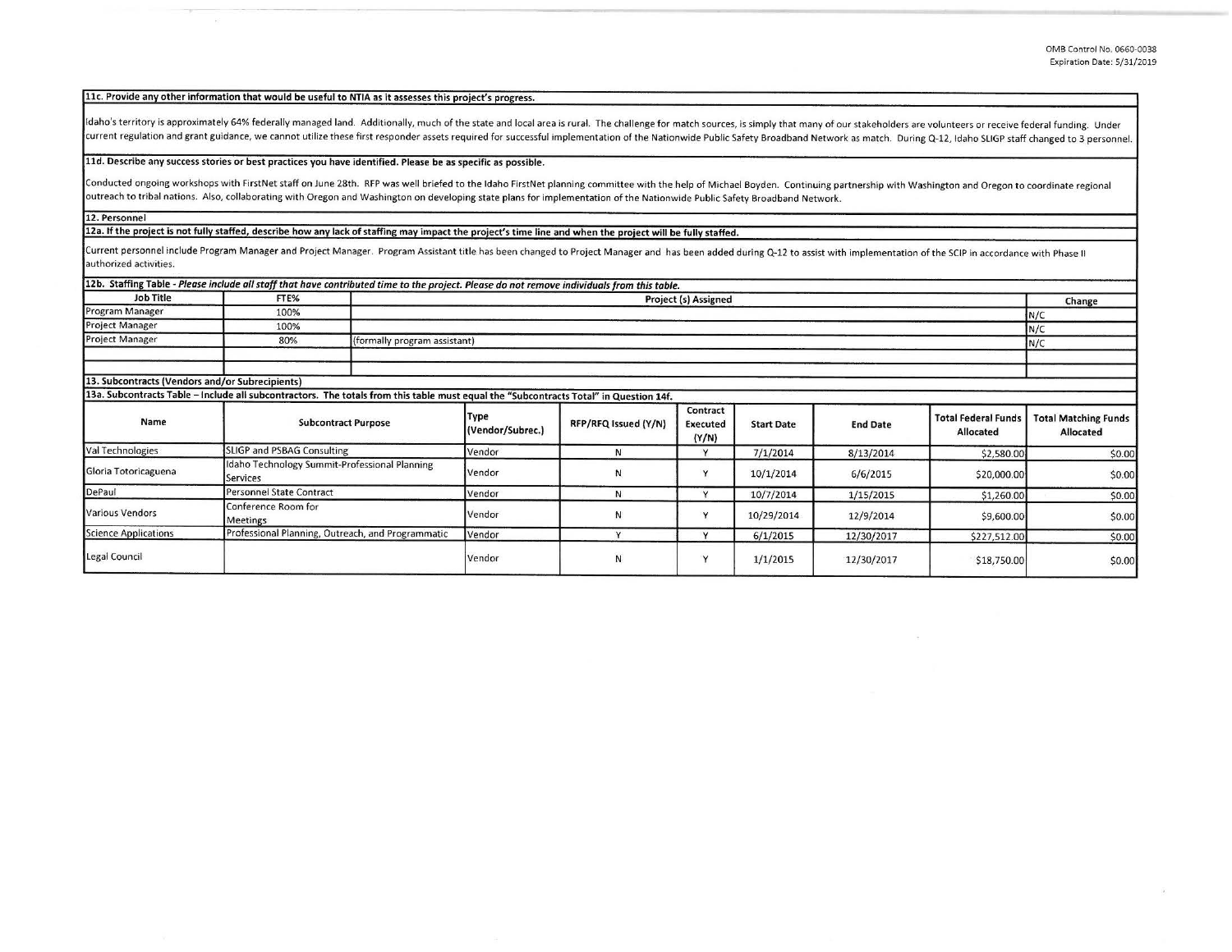**11c. Provide any other information that would be useful to NTIA as it assesses this project's progress.**

Idaho's territory is approximately 64% federally managed land. Additionally, much of the state and local area is rural. The challenge for match sources, is simply that many of our stakeholders are volunteers or receive federal funding. Under current regulation and grant guidance, we cannot utilize these first responder assets required for successful implementation of the Nationwide Public Safety Broadband Network as match. During Q-12, Idaho SLIGP staff changed to 3 personnel.

**11d. Describe any success stories or best practices you have identified. Please be as specific as possible.**

Conducted ongoing workshops with FirstNet staff on June 28th. RFP was well briefed to the Idaho FirstNet planning committee with the help of Michael Boyden. Continuing partnership with Washington and Oregon to coordinate regional outreach to tribal nations. Also, collaborating with Oregon and Washington on developing state plans for implementation of the Nationwide Public Safety Broadband Network.

**12. Personnel**

**12a. If the project is not fully staffed, describe how any lack of staffing may impact the project's time line and when the project will be fully staffed.**

Current personnel include Program Manager and Project Manager. Program Assistant title has been changed to Project Manager and has been added during Q-12 to assist with implementation of the SCIP in accordance with Phase II authorized activities.

**12b. Staffing Table** - *Please include all staff that have contributed time to the project. Please do not remove individuals from this table.*

| Job Title | FTE% | Project (s) Assigned | Change |
|---|---|---|---|
| Program Manager | 100% | | N/C |
| Project Manager | 100% | | N/C |
| Project Manager | 80% | (formally program assistant) | N/C |
| | | | |

**13. Subcontracts (Vendors and/or Subrecipients)**

**13a. Subcontracts Table – Include all subcontractors. The totals from this table must equal the "Subcontracts Total" in Question 14f.**

| Name | Subcontract Purpose | Type (Vendor/Subrec.) | RFP/RFQ Issued (Y/N) | Contract Executed (Y/N) | Start Date | End Date | Total Federal Funds Allocated | Total Matching Funds Allocated |
|---|---|---|---|---|---|---|---|---|
| Val Technologies | SLIGP and PSBAG Consulting | Vendor | N | Y | 7/1/2014 | 8/13/2014 | $2,580.00 | $0.00 |
| Gloria Totoricaguena | Idaho Technology Summit-Professional Planning Services | Vendor | N | Y | 10/1/2014 | 6/6/2015 | $20,000.00 | $0.00 |
| DePaul | Personnel State Contract | Vendor | N | Y | 10/7/2014 | 1/15/2015 | $1,260.00 | $0.00 |
| Various Vendors | Conference Room for Meetings | Vendor | N | Y | 10/29/2014 | 12/9/2014 | $9,600.00 | $0.00 |
| Science Applications | Professional Planning, Outreach, and Programmatic | Vendor | Y | Y | 6/1/2015 | 12/30/2017 | $227,512.00 | $0.00 |
| Legal Council | | Vendor | N | Y | 1/1/2015 | 12/30/2017 | $18,750.00 | $0.00 |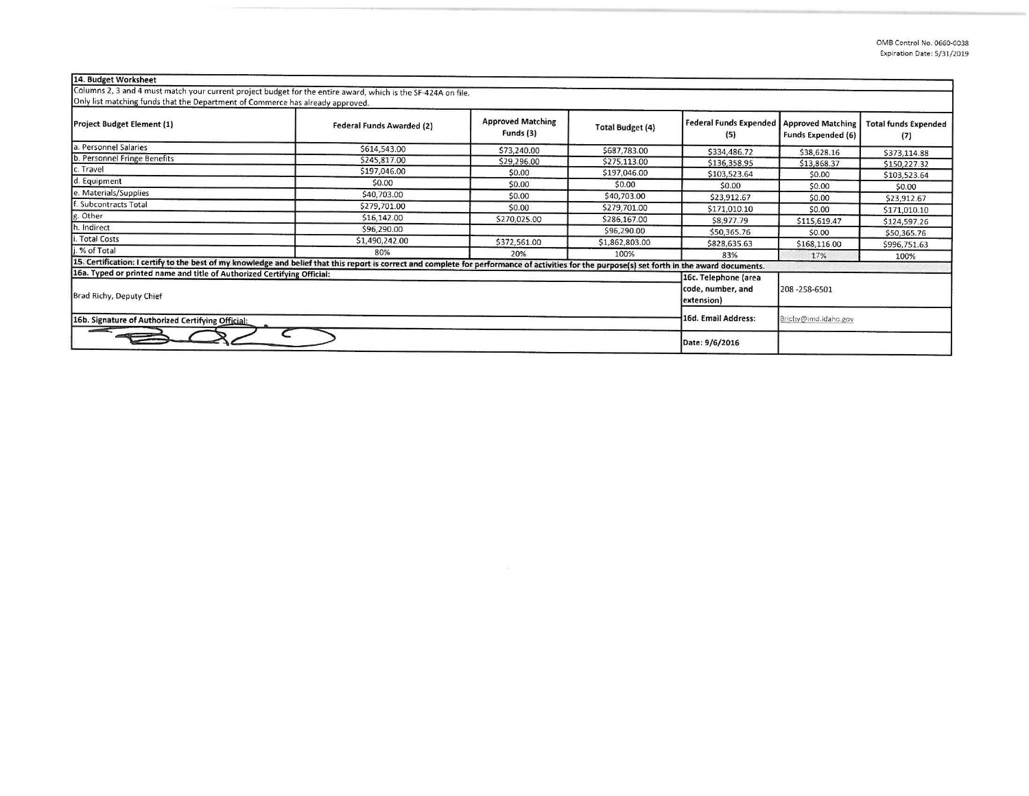| 14. Budget Worksheet | | | | | | |
|---|---|---|---|---|---|---|
| Columns 2, 3 and 4 must match your current project budget for the entire award, which is the SF-424A on file. Only list matching funds that the Department of Commerce has already approved. | | | | | | |
| **Project Budget Element (1)** | **Federal Funds Awarded (2)** | **Approved Matching Funds (3)** | **Total Budget (4)** | **Federal Funds Expended (5)** | **Approved Matching Funds Expended (6)** | **Total funds Expended (7)** |
| a. Personnel Salaries | $614,543.00 | $73,240.00 | $687,783.00 | $334,486.72 | $38,628.16 | $373,114.88 |
| b. Personnel Fringe Benefits | $245,817.00 | $29,296.00 | $275,113.00 | $136,358.95 | $13,868.37 | $150,227.32 |
| c. Travel | $197,046.00 | $0.00 | $197,046.00 | $103,523.64 | $0.00 | $103,523.64 |
| d. Equipment | $0.00 | $0.00 | $0.00 | $0.00 | $0.00 | $0.00 |
| e. Materials/Supplies | $40,703.00 | $0.00 | $40,703.00 | $23,912.67 | $0.00 | $23,912.67 |
| f. Subcontracts Total | $279,701.00 | $0.00 | $279,701.00 | $171,010.10 | $0.00 | $171,010.10 |
| g. Other | $16,142.00 | $270,025.00 | $286,167.00 | $8,977.79 | $115,619.47 | $124,597.26 |
| h. Indirect | $96,290.00 | | $96,290.00 | $50,365.76 | $0.00 | $50,365.76 |
| i. Total Costs | $1,490,242.00 | $372,561.00 | $1,862,803.00 | $828,635.63 | $168,116.00 | $996,751.63 |
| j. % of Total | 80% | 20% | 100% | 83% | 17% | 100% |

**15. Certification: I certify to the best of my knowledge and belief that this report is correct and complete for performance of activities for the purpose(s) set forth in the award documents.**

| | | |
|---|---|---|
| **16a. Typed or printed name and title of Authorized Certifying Official:** Brad Richy, Deputy Chief | **16c. Telephone (area code, number, and extension)** | 208 -258-6501 |
| **16b. Signature of Authorized Certifying Official:** | **16d. Email Address:** | Brichy@imd.idaho.gov |
| | **Date: 9/6/2016** | |